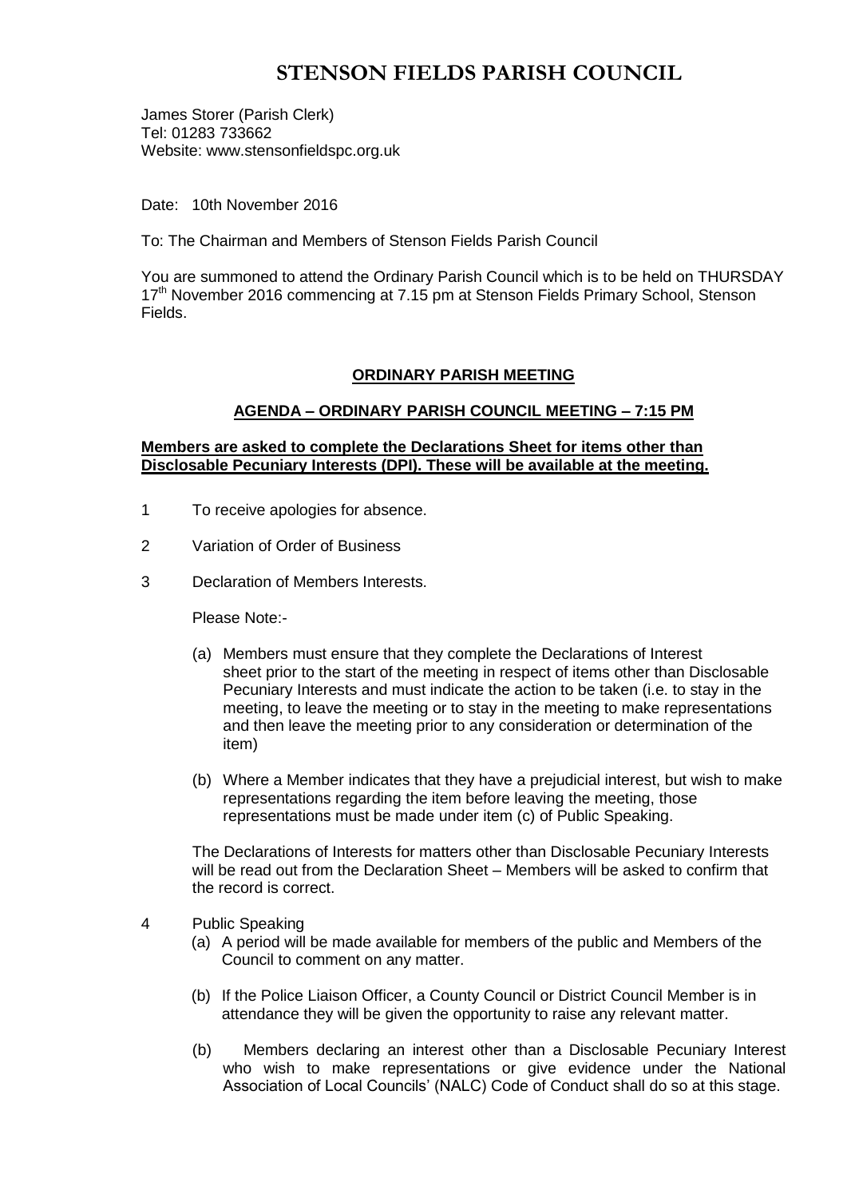# STENSON FIELDS PARISH COUNCIL

James Storer (Parish Clerk)
Tel: 01283 733662
Website: www.stensonfieldspc.org.uk

Date: 10th November 2016

To: The Chairman and Members of Stenson Fields Parish Council

You are summoned to attend the Ordinary Parish Council which is to be held on THURSDAY 17th November 2016 commencing at 7.15 pm at Stenson Fields Primary School, Stenson Fields.

## ORDINARY PARISH MEETING

### AGENDA – ORDINARY PARISH COUNCIL MEETING – 7:15 PM

**Members are asked to complete the Declarations Sheet for items other than Disclosable Pecuniary Interests (DPI). These will be available at the meeting.**

1 To receive apologies for absence.

2 Variation of Order of Business

3 Declaration of Members Interests.

Please Note:-

(a) Members must ensure that they complete the Declarations of Interest sheet prior to the start of the meeting in respect of items other than Disclosable Pecuniary Interests and must indicate the action to be taken (i.e. to stay in the meeting, to leave the meeting or to stay in the meeting to make representations and then leave the meeting prior to any consideration or determination of the item)

(b) Where a Member indicates that they have a prejudicial interest, but wish to make representations regarding the item before leaving the meeting, those representations must be made under item (c) of Public Speaking.

The Declarations of Interests for matters other than Disclosable Pecuniary Interests will be read out from the Declaration Sheet – Members will be asked to confirm that the record is correct.

4 Public Speaking

(a) A period will be made available for members of the public and Members of the Council to comment on any matter.

(b) If the Police Liaison Officer, a County Council or District Council Member is in attendance they will be given the opportunity to raise any relevant matter.

(b) Members declaring an interest other than a Disclosable Pecuniary Interest who wish to make representations or give evidence under the National Association of Local Councils' (NALC) Code of Conduct shall do so at this stage.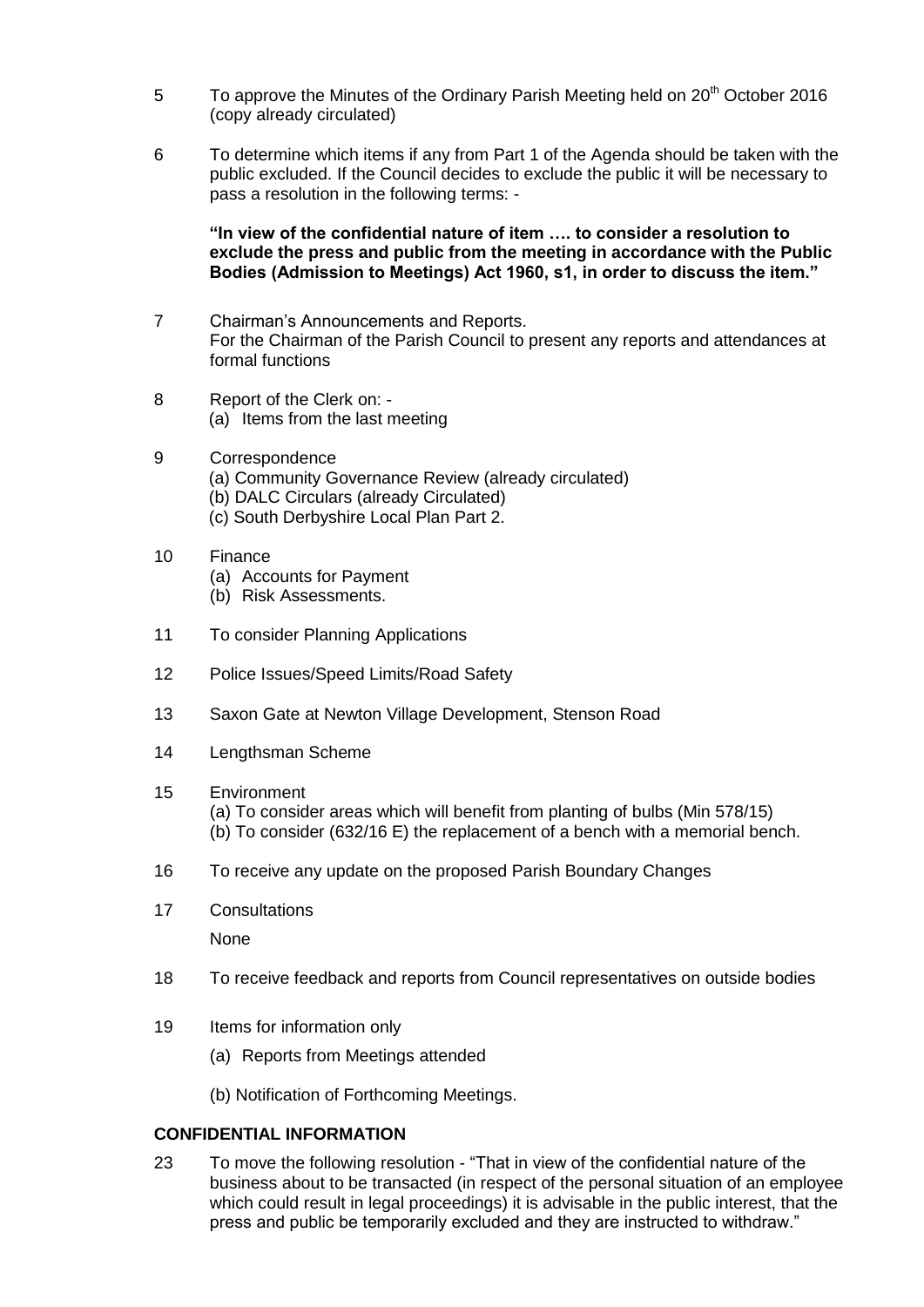5 To approve the Minutes of the Ordinary Parish Meeting held on 20th October 2016 (copy already circulated)

6 To determine which items if any from Part 1 of the Agenda should be taken with the public excluded. If the Council decides to exclude the public it will be necessary to pass a resolution in the following terms: -

**"In view of the confidential nature of item …. to consider a resolution to exclude the press and public from the meeting in accordance with the Public Bodies (Admission to Meetings) Act 1960, s1, in order to discuss the item."**

7 Chairman's Announcements and Reports.
For the Chairman of the Parish Council to present any reports and attendances at formal functions

8 Report of the Clerk on: -
(a) Items from the last meeting

9 Correspondence
(a) Community Governance Review (already circulated)
(b) DALC Circulars (already Circulated)
(c) South Derbyshire Local Plan Part 2.

10 Finance
(a) Accounts for Payment
(b) Risk Assessments.

11 To consider Planning Applications

12 Police Issues/Speed Limits/Road Safety

13 Saxon Gate at Newton Village Development, Stenson Road

14 Lengthsman Scheme

15 Environment
(a) To consider areas which will benefit from planting of bulbs (Min 578/15)
(b) To consider (632/16 E) the replacement of a bench with a memorial bench.

16 To receive any update on the proposed Parish Boundary Changes

17 Consultations

None

18 To receive feedback and reports from Council representatives on outside bodies

19 Items for information only

(a) Reports from Meetings attended

(b) Notification of Forthcoming Meetings.

**CONFIDENTIAL INFORMATION**

23 To move the following resolution - "That in view of the confidential nature of the business about to be transacted (in respect of the personal situation of an employee which could result in legal proceedings) it is advisable in the public interest, that the press and public be temporarily excluded and they are instructed to withdraw."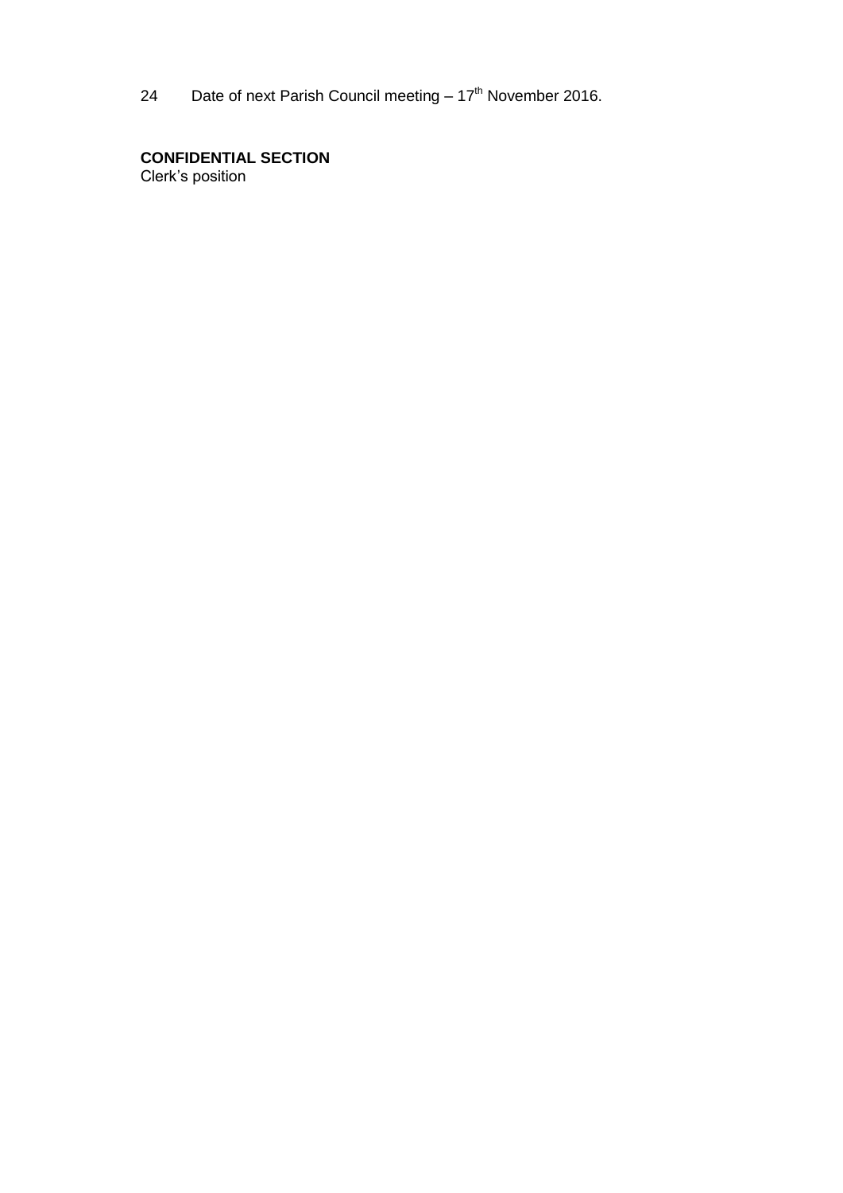24 Date of next Parish Council meeting – 17th November 2016.

**CONFIDENTIAL SECTION**
Clerk's position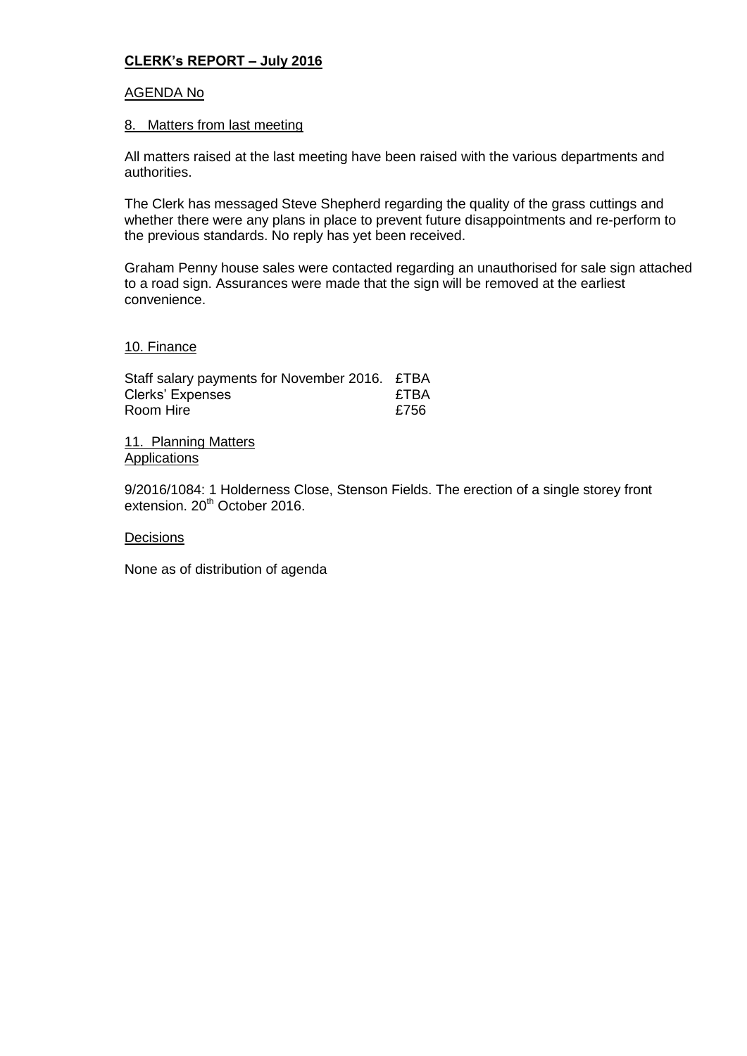**CLERK's REPORT – July 2016**

AGENDA No

8. Matters from last meeting

All matters raised at the last meeting have been raised with the various departments and authorities.

The Clerk has messaged Steve Shepherd regarding the quality of the grass cuttings and whether there were any plans in place to prevent future disappointments and re-perform to the previous standards. No reply has yet been received.

Graham Penny house sales were contacted regarding an unauthorised for sale sign attached to a road sign. Assurances were made that the sign will be removed at the earliest convenience.

10. Finance

| | |
|---|---|
| Staff salary payments for November 2016. | £TBA |
| Clerks' Expenses | £TBA |
| Room Hire | £756 |

11. Planning Matters

Applications

9/2016/1084: 1 Holderness Close, Stenson Fields. The erection of a single storey front extension. 20th October 2016.

Decisions

None as of distribution of agenda